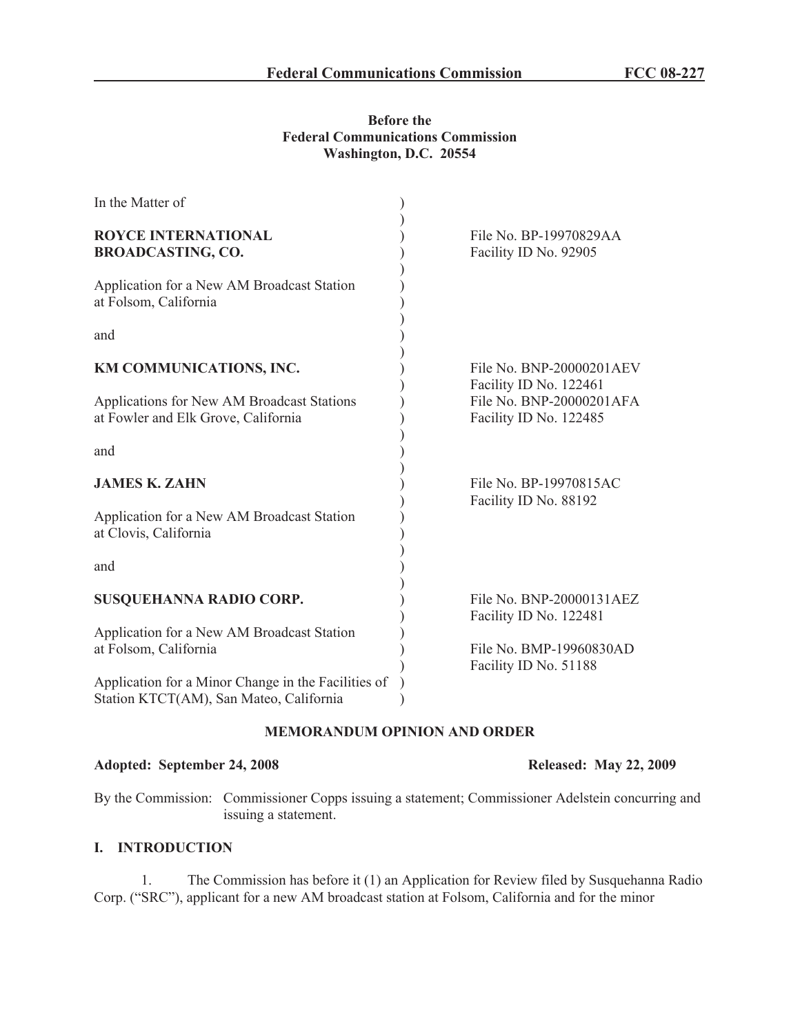**Federal Communications Commission FCC 08-227**

**Before the**
**Federal Communications Commission**
**Washington, D.C. 20554**

| In the Matter of | | |
|---|---|---|
| **ROYCE INTERNATIONAL BROADCASTING, CO.** | ) | File No. BP-19970829AA<br>Facility ID No. 92905 |
| Application for a New AM Broadcast Station at Folsom, California | ) | |
| and | ) | |
| **KM COMMUNICATIONS, INC.** | ) | File No. BNP-20000201AEV<br>Facility ID No. 122461 |
| Applications for New AM Broadcast Stations at Fowler and Elk Grove, California | ) | File No. BNP-20000201AFA<br>Facility ID No. 122485 |
| and | ) | |
| **JAMES K. ZAHN** | ) | File No. BP-19970815AC<br>Facility ID No. 88192 |
| Application for a New AM Broadcast Station at Clovis, California | ) | |
| and | ) | |
| **SUSQUEHANNA RADIO CORP.** | ) | File No. BNP-20000131AEZ<br>Facility ID No. 122481 |
| Application for a New AM Broadcast Station at Folsom, California | ) | File No. BMP-19960830AD<br>Facility ID No. 51188 |
| Application for a Minor Change in the Facilities of Station KTCT(AM), San Mateo, California | ) | |

**MEMORANDUM OPINION AND ORDER**

**Adopted: September 24, 2008** **Released: May 22, 2009**

By the Commission: Commissioner Copps issuing a statement; Commissioner Adelstein concurring and issuing a statement.

## I. INTRODUCTION

1. The Commission has before it (1) an Application for Review filed by Susquehanna Radio Corp. ("SRC"), applicant for a new AM broadcast station at Folsom, California and for the minor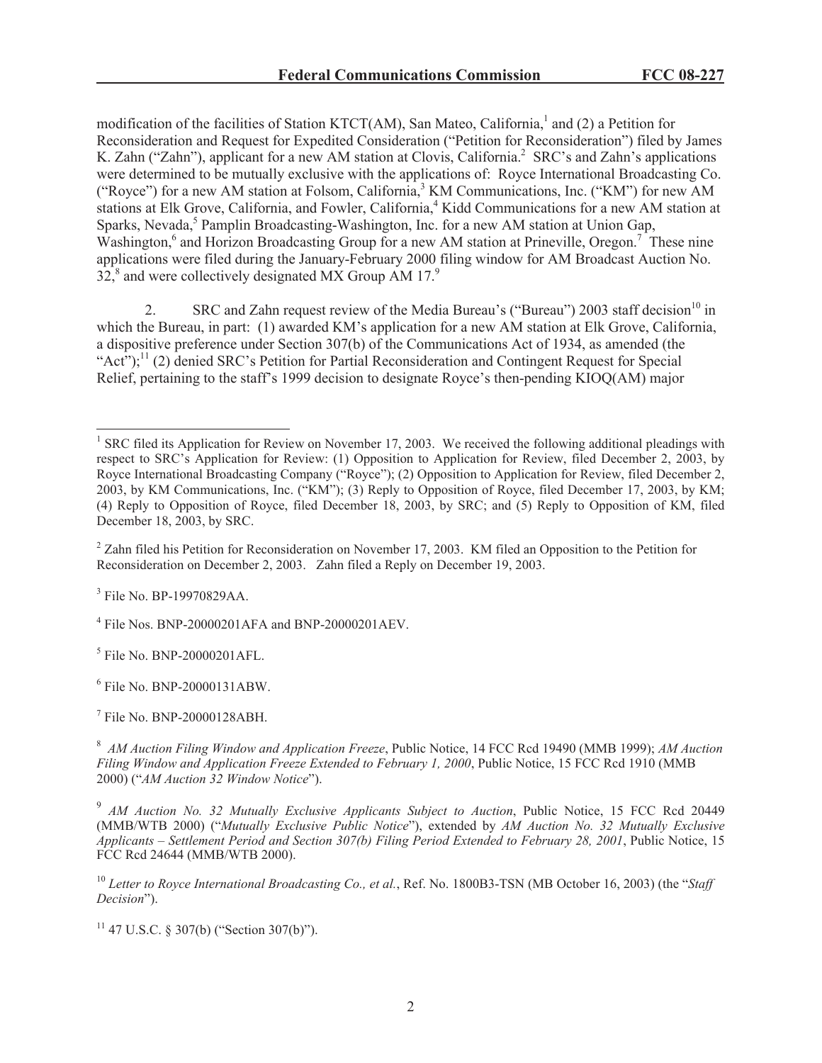modification of the facilities of Station KTCT(AM), San Mateo, California,[1] and (2) a Petition for Reconsideration and Request for Expedited Consideration ("Petition for Reconsideration") filed by James K. Zahn ("Zahn"), applicant for a new AM station at Clovis, California.[2] SRC's and Zahn's applications were determined to be mutually exclusive with the applications of: Royce International Broadcasting Co. ("Royce") for a new AM station at Folsom, California,[3] KM Communications, Inc. ("KM") for new AM stations at Elk Grove, California, and Fowler, California,[4] Kidd Communications for a new AM station at Sparks, Nevada,[5] Pamplin Broadcasting-Washington, Inc. for a new AM station at Union Gap, Washington,[6] and Horizon Broadcasting Group for a new AM station at Prineville, Oregon.[7] These nine applications were filed during the January-February 2000 filing window for AM Broadcast Auction No. 32,[8] and were collectively designated MX Group AM 17.[9]

2. SRC and Zahn request review of the Media Bureau's ("Bureau") 2003 staff decision[10] in which the Bureau, in part: (1) awarded KM's application for a new AM station at Elk Grove, California, a dispositive preference under Section 307(b) of the Communications Act of 1934, as amended (the "Act");[11] (2) denied SRC's Petition for Partial Reconsideration and Contingent Request for Special Relief, pertaining to the staff's 1999 decision to designate Royce's then-pending KIOQ(AM) major

---

[1] SRC filed its Application for Review on November 17, 2003. We received the following additional pleadings with respect to SRC's Application for Review: (1) Opposition to Application for Review, filed December 2, 2003, by Royce International Broadcasting Company ("Royce"); (2) Opposition to Application for Review, filed December 2, 2003, by KM Communications, Inc. ("KM"); (3) Reply to Opposition of Royce, filed December 17, 2003, by KM; (4) Reply to Opposition of Royce, filed December 18, 2003, by SRC; and (5) Reply to Opposition of KM, filed December 18, 2003, by SRC.

[2] Zahn filed his Petition for Reconsideration on November 17, 2003. KM filed an Opposition to the Petition for Reconsideration on December 2, 2003. Zahn filed a Reply on December 19, 2003.

[3] File No. BP-19970829AA.

[4] File Nos. BNP-20000201AFA and BNP-20000201AEV.

[5] File No. BNP-20000201AFL.

[6] File No. BNP-20000131ABW.

[7] File No. BNP-20000128ABH.

[8] *AM Auction Filing Window and Application Freeze*, Public Notice, 14 FCC Rcd 19490 (MMB 1999); *AM Auction Filing Window and Application Freeze Extended to February 1, 2000*, Public Notice, 15 FCC Rcd 1910 (MMB 2000) ("*AM Auction 32 Window Notice*").

[9] *AM Auction No. 32 Mutually Exclusive Applicants Subject to Auction*, Public Notice, 15 FCC Rcd 20449 (MMB/WTB 2000) ("*Mutually Exclusive Public Notice*"), extended by *AM Auction No. 32 Mutually Exclusive Applicants – Settlement Period and Section 307(b) Filing Period Extended to February 28, 2001*, Public Notice, 15 FCC Rcd 24644 (MMB/WTB 2000).

[10] *Letter to Royce International Broadcasting Co., et al.*, Ref. No. 1800B3-TSN (MB October 16, 2003) (the "*Staff Decision*").

[11] 47 U.S.C. § 307(b) ("Section 307(b)").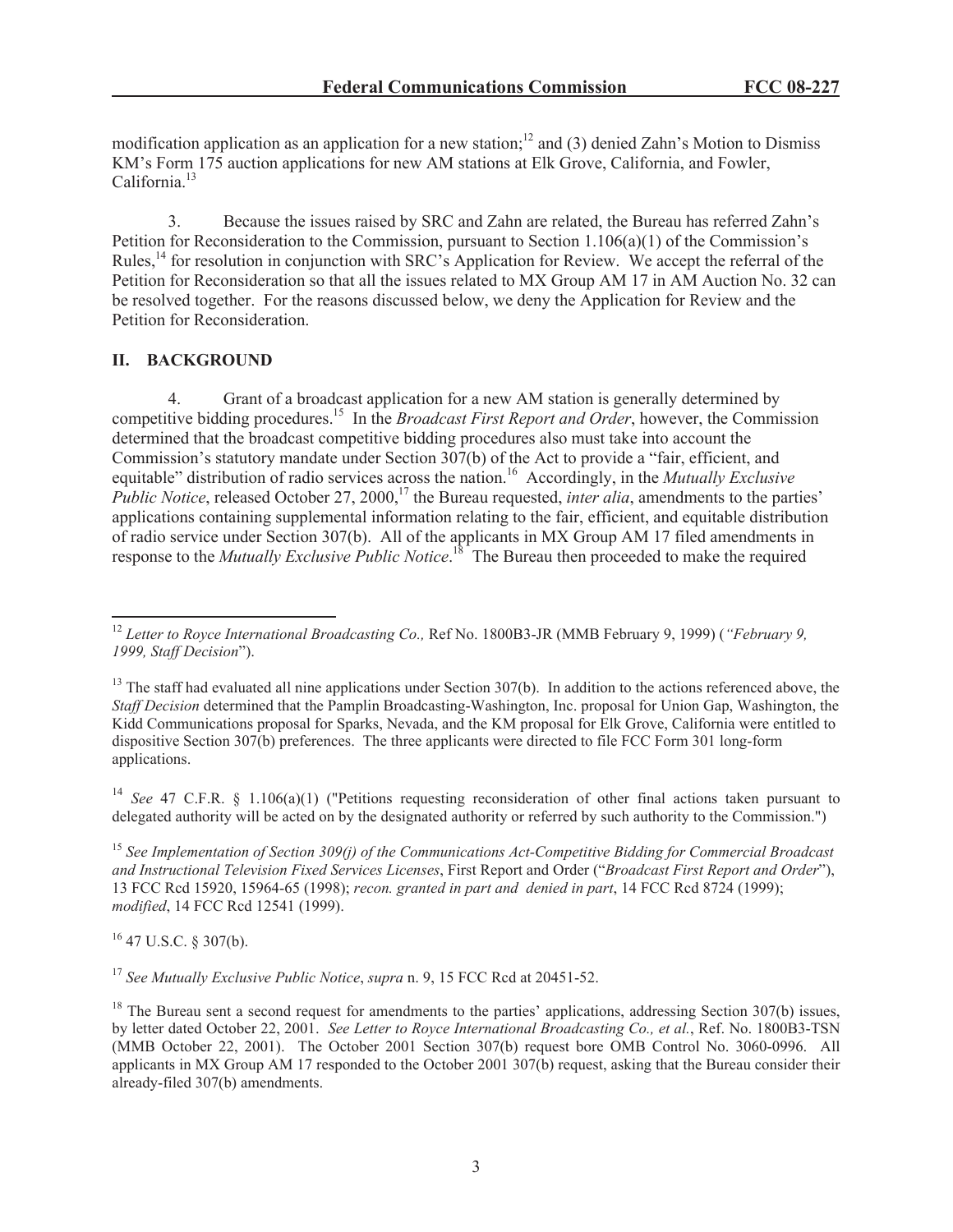modification application as an application for a new station;[12] and (3) denied Zahn's Motion to Dismiss KM's Form 175 auction applications for new AM stations at Elk Grove, California, and Fowler, California.[13]

3. Because the issues raised by SRC and Zahn are related, the Bureau has referred Zahn's Petition for Reconsideration to the Commission, pursuant to Section 1.106(a)(1) of the Commission's Rules,[14] for resolution in conjunction with SRC's Application for Review. We accept the referral of the Petition for Reconsideration so that all the issues related to MX Group AM 17 in AM Auction No. 32 can be resolved together. For the reasons discussed below, we deny the Application for Review and the Petition for Reconsideration.

## II. BACKGROUND

4. Grant of a broadcast application for a new AM station is generally determined by competitive bidding procedures.[15] In the *Broadcast First Report and Order*, however, the Commission determined that the broadcast competitive bidding procedures also must take into account the Commission's statutory mandate under Section 307(b) of the Act to provide a "fair, efficient, and equitable" distribution of radio services across the nation.[16] Accordingly, in the *Mutually Exclusive Public Notice*, released October 27, 2000,[17] the Bureau requested, *inter alia*, amendments to the parties' applications containing supplemental information relating to the fair, efficient, and equitable distribution of radio service under Section 307(b). All of the applicants in MX Group AM 17 filed amendments in response to the *Mutually Exclusive Public Notice*.[18] The Bureau then proceeded to make the required

---

[12] *Letter to Royce International Broadcasting Co.,* Ref No. 1800B3-JR (MMB February 9, 1999) (*"February 9, 1999, Staff Decision*").

[13] The staff had evaluated all nine applications under Section 307(b). In addition to the actions referenced above, the *Staff Decision* determined that the Pamplin Broadcasting-Washington, Inc. proposal for Union Gap, Washington, the Kidd Communications proposal for Sparks, Nevada, and the KM proposal for Elk Grove, California were entitled to dispositive Section 307(b) preferences. The three applicants were directed to file FCC Form 301 long-form applications.

[14] *See* 47 C.F.R. § 1.106(a)(1) ("Petitions requesting reconsideration of other final actions taken pursuant to delegated authority will be acted on by the designated authority or referred by such authority to the Commission.")

[15] *See Implementation of Section 309(j) of the Communications Act-Competitive Bidding for Commercial Broadcast and Instructional Television Fixed Services Licenses*, First Report and Order ("*Broadcast First Report and Order*"), 13 FCC Rcd 15920, 15964-65 (1998); *recon. granted in part and denied in part*, 14 FCC Rcd 8724 (1999); *modified*, 14 FCC Rcd 12541 (1999).

[16] 47 U.S.C. § 307(b).

[17] *See Mutually Exclusive Public Notice*, *supra* n. 9, 15 FCC Rcd at 20451-52.

[18] The Bureau sent a second request for amendments to the parties' applications, addressing Section 307(b) issues, by letter dated October 22, 2001. *See Letter to Royce International Broadcasting Co., et al.*, Ref. No. 1800B3-TSN (MMB October 22, 2001). The October 2001 Section 307(b) request bore OMB Control No. 3060-0996. All applicants in MX Group AM 17 responded to the October 2001 307(b) request, asking that the Bureau consider their already-filed 307(b) amendments.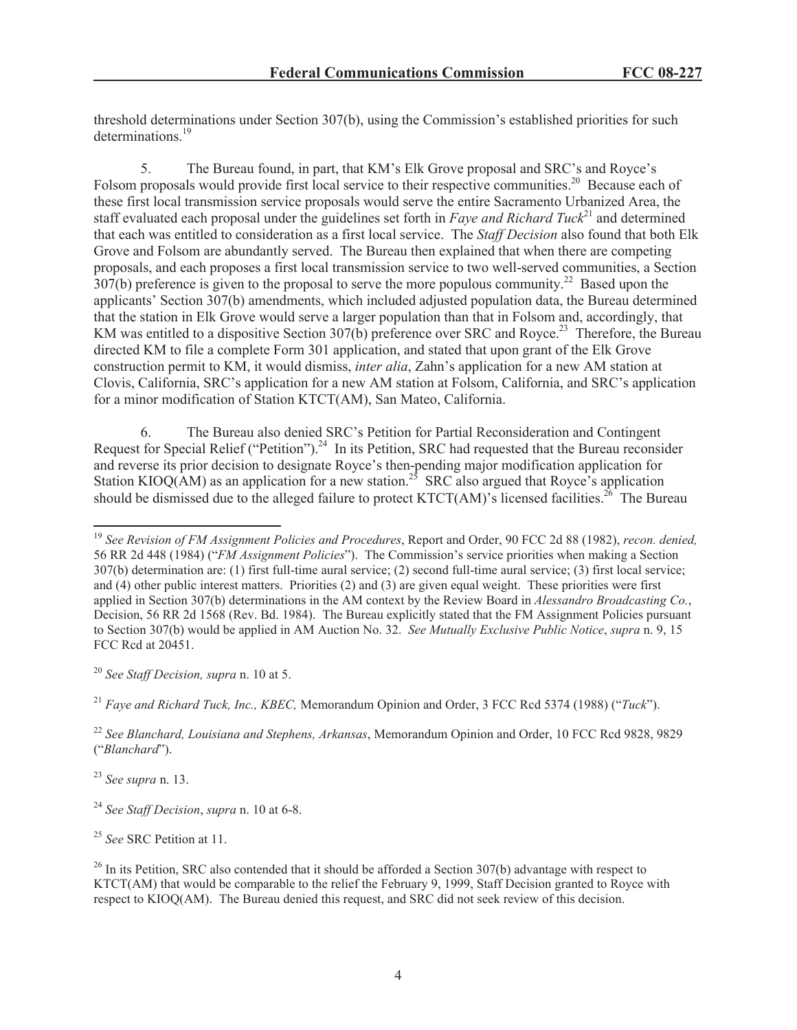threshold determinations under Section 307(b), using the Commission's established priorities for such determinations.[19]

5. The Bureau found, in part, that KM's Elk Grove proposal and SRC's and Royce's Folsom proposals would provide first local service to their respective communities.[20] Because each of these first local transmission service proposals would serve the entire Sacramento Urbanized Area, the staff evaluated each proposal under the guidelines set forth in *Faye and Richard Tuck*[21] and determined that each was entitled to consideration as a first local service. The *Staff Decision* also found that both Elk Grove and Folsom are abundantly served. The Bureau then explained that when there are competing proposals, and each proposes a first local transmission service to two well-served communities, a Section 307(b) preference is given to the proposal to serve the more populous community.[22] Based upon the applicants' Section 307(b) amendments, which included adjusted population data, the Bureau determined that the station in Elk Grove would serve a larger population than that in Folsom and, accordingly, that KM was entitled to a dispositive Section 307(b) preference over SRC and Royce.[23] Therefore, the Bureau directed KM to file a complete Form 301 application, and stated that upon grant of the Elk Grove construction permit to KM, it would dismiss, *inter alia*, Zahn's application for a new AM station at Clovis, California, SRC's application for a new AM station at Folsom, California, and SRC's application for a minor modification of Station KTCT(AM), San Mateo, California.

6. The Bureau also denied SRC's Petition for Partial Reconsideration and Contingent Request for Special Relief ("Petition").[24] In its Petition, SRC had requested that the Bureau reconsider and reverse its prior decision to designate Royce's then-pending major modification application for Station KIOQ(AM) as an application for a new station.[25] SRC also argued that Royce's application should be dismissed due to the alleged failure to protect KTCT(AM)'s licensed facilities.[26] The Bureau

[19] *See Revision of FM Assignment Policies and Procedures*, Report and Order, 90 FCC 2d 88 (1982), *recon. denied,* 56 RR 2d 448 (1984) ("*FM Assignment Policies*"). The Commission's service priorities when making a Section 307(b) determination are: (1) first full-time aural service; (2) second full-time aural service; (3) first local service; and (4) other public interest matters. Priorities (2) and (3) are given equal weight. These priorities were first applied in Section 307(b) determinations in the AM context by the Review Board in *Alessandro Broadcasting Co.*, Decision, 56 RR 2d 1568 (Rev. Bd. 1984). The Bureau explicitly stated that the FM Assignment Policies pursuant to Section 307(b) would be applied in AM Auction No. 32. *See Mutually Exclusive Public Notice*, *supra* n. 9, 15 FCC Rcd at 20451.

[20] *See Staff Decision, supra* n. 10 at 5.

[21] *Faye and Richard Tuck, Inc., KBEC,* Memorandum Opinion and Order, 3 FCC Rcd 5374 (1988) ("*Tuck*").

[22] *See Blanchard, Louisiana and Stephens, Arkansas*, Memorandum Opinion and Order, 10 FCC Rcd 9828, 9829 ("*Blanchard*").

[23] *See supra* n. 13.

[24] *See Staff Decision*, *supra* n. 10 at 6-8.

[25] *See* SRC Petition at 11.

[26] In its Petition, SRC also contended that it should be afforded a Section 307(b) advantage with respect to KTCT(AM) that would be comparable to the relief the February 9, 1999, Staff Decision granted to Royce with respect to KIOQ(AM). The Bureau denied this request, and SRC did not seek review of this decision.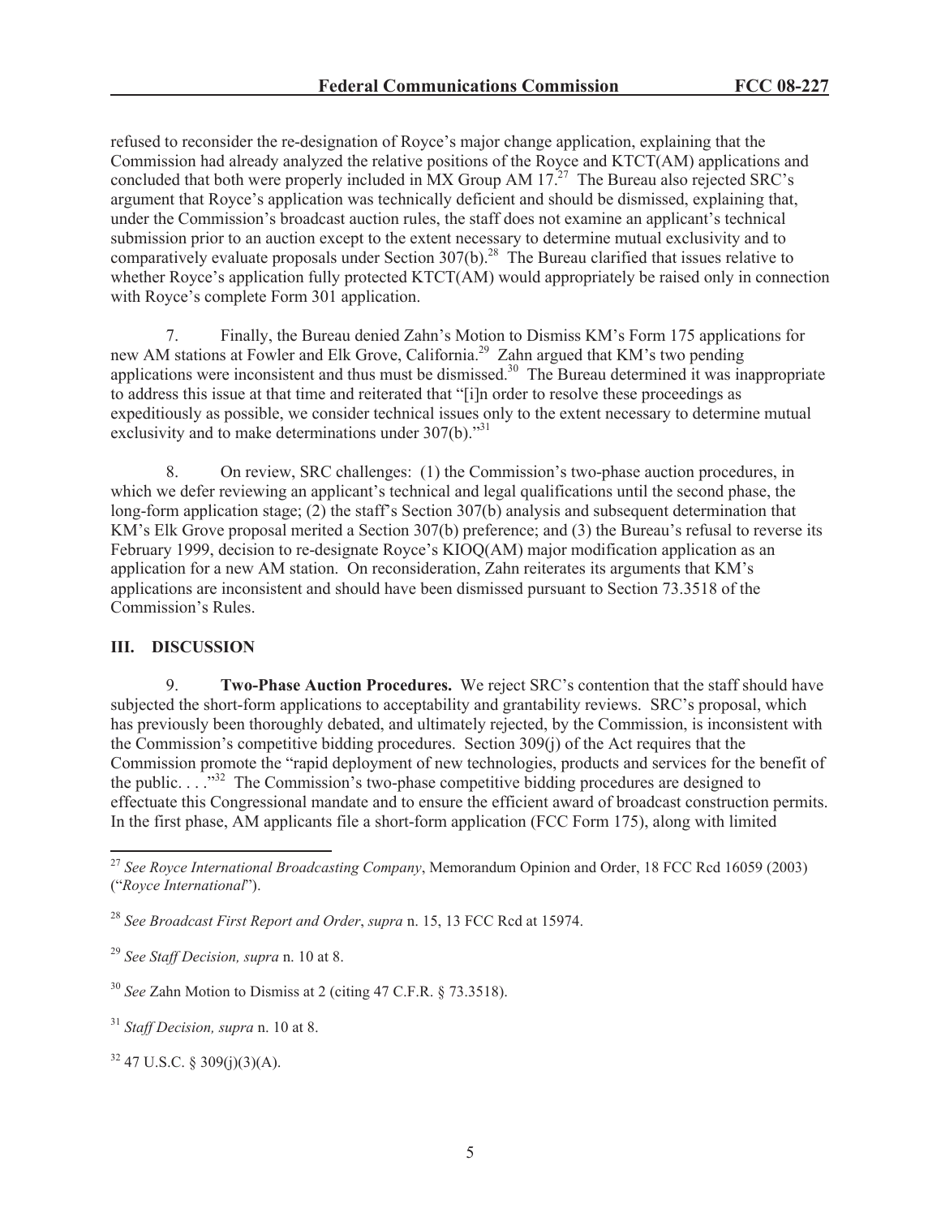refused to reconsider the re-designation of Royce's major change application, explaining that the Commission had already analyzed the relative positions of the Royce and KTCT(AM) applications and concluded that both were properly included in MX Group AM 17.[27] The Bureau also rejected SRC's argument that Royce's application was technically deficient and should be dismissed, explaining that, under the Commission's broadcast auction rules, the staff does not examine an applicant's technical submission prior to an auction except to the extent necessary to determine mutual exclusivity and to comparatively evaluate proposals under Section 307(b).[28] The Bureau clarified that issues relative to whether Royce's application fully protected KTCT(AM) would appropriately be raised only in connection with Royce's complete Form 301 application.

7. Finally, the Bureau denied Zahn's Motion to Dismiss KM's Form 175 applications for new AM stations at Fowler and Elk Grove, California.[29] Zahn argued that KM's two pending applications were inconsistent and thus must be dismissed.[30] The Bureau determined it was inappropriate to address this issue at that time and reiterated that "[i]n order to resolve these proceedings as expeditiously as possible, we consider technical issues only to the extent necessary to determine mutual exclusivity and to make determinations under 307(b)."[31]

8. On review, SRC challenges: (1) the Commission's two-phase auction procedures, in which we defer reviewing an applicant's technical and legal qualifications until the second phase, the long-form application stage; (2) the staff's Section 307(b) analysis and subsequent determination that KM's Elk Grove proposal merited a Section 307(b) preference; and (3) the Bureau's refusal to reverse its February 1999, decision to re-designate Royce's KIOQ(AM) major modification application as an application for a new AM station. On reconsideration, Zahn reiterates its arguments that KM's applications are inconsistent and should have been dismissed pursuant to Section 73.3518 of the Commission's Rules.

## III. DISCUSSION

9. **Two-Phase Auction Procedures.** We reject SRC's contention that the staff should have subjected the short-form applications to acceptability and grantability reviews. SRC's proposal, which has previously been thoroughly debated, and ultimately rejected, by the Commission, is inconsistent with the Commission's competitive bidding procedures. Section 309(j) of the Act requires that the Commission promote the "rapid deployment of new technologies, products and services for the benefit of the public. . . ."[32] The Commission's two-phase competitive bidding procedures are designed to effectuate this Congressional mandate and to ensure the efficient award of broadcast construction permits. In the first phase, AM applicants file a short-form application (FCC Form 175), along with limited

---

[27] *See Royce International Broadcasting Company*, Memorandum Opinion and Order, 18 FCC Rcd 16059 (2003) ("*Royce International*").

[28] *See Broadcast First Report and Order*, *supra* n. 15, 13 FCC Rcd at 15974.

[29] *See Staff Decision, supra* n. 10 at 8.

[30] *See* Zahn Motion to Dismiss at 2 (citing 47 C.F.R. § 73.3518).

[31] *Staff Decision, supra* n. 10 at 8.

[32] 47 U.S.C. § 309(j)(3)(A).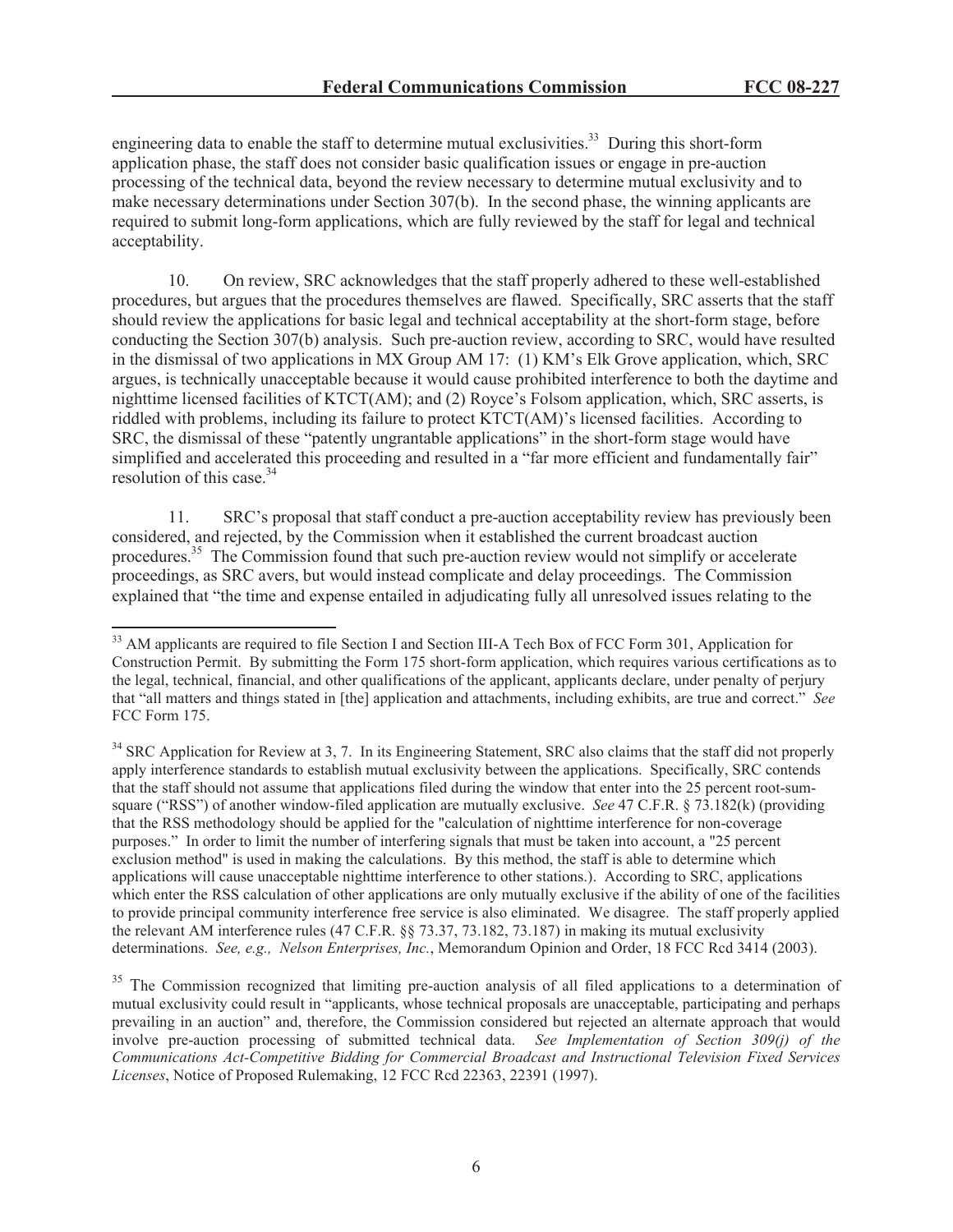engineering data to enable the staff to determine mutual exclusivities.[33] During this short-form application phase, the staff does not consider basic qualification issues or engage in pre-auction processing of the technical data, beyond the review necessary to determine mutual exclusivity and to make necessary determinations under Section 307(b). In the second phase, the winning applicants are required to submit long-form applications, which are fully reviewed by the staff for legal and technical acceptability.

10. On review, SRC acknowledges that the staff properly adhered to these well-established procedures, but argues that the procedures themselves are flawed. Specifically, SRC asserts that the staff should review the applications for basic legal and technical acceptability at the short-form stage, before conducting the Section 307(b) analysis. Such pre-auction review, according to SRC, would have resulted in the dismissal of two applications in MX Group AM 17: (1) KM's Elk Grove application, which, SRC argues, is technically unacceptable because it would cause prohibited interference to both the daytime and nighttime licensed facilities of KTCT(AM); and (2) Royce's Folsom application, which, SRC asserts, is riddled with problems, including its failure to protect KTCT(AM)'s licensed facilities. According to SRC, the dismissal of these "patently ungrantable applications" in the short-form stage would have simplified and accelerated this proceeding and resulted in a "far more efficient and fundamentally fair" resolution of this case.[34]

11. SRC's proposal that staff conduct a pre-auction acceptability review has previously been considered, and rejected, by the Commission when it established the current broadcast auction procedures.[35] The Commission found that such pre-auction review would not simplify or accelerate proceedings, as SRC avers, but would instead complicate and delay proceedings. The Commission explained that "the time and expense entailed in adjudicating fully all unresolved issues relating to the

---

[33] AM applicants are required to file Section I and Section III-A Tech Box of FCC Form 301, Application for Construction Permit. By submitting the Form 175 short-form application, which requires various certifications as to the legal, technical, financial, and other qualifications of the applicant, applicants declare, under penalty of perjury that "all matters and things stated in [the] application and attachments, including exhibits, are true and correct." *See* FCC Form 175.

[34] SRC Application for Review at 3, 7. In its Engineering Statement, SRC also claims that the staff did not properly apply interference standards to establish mutual exclusivity between the applications. Specifically, SRC contends that the staff should not assume that applications filed during the window that enter into the 25 percent root-sum-square ("RSS") of another window-filed application are mutually exclusive. *See* 47 C.F.R. § 73.182(k) (providing that the RSS methodology should be applied for the "calculation of nighttime interference for non-coverage purposes." In order to limit the number of interfering signals that must be taken into account, a "25 percent exclusion method" is used in making the calculations. By this method, the staff is able to determine which applications will cause unacceptable nighttime interference to other stations.). According to SRC, applications which enter the RSS calculation of other applications are only mutually exclusive if the ability of one of the facilities to provide principal community interference free service is also eliminated. We disagree. The staff properly applied the relevant AM interference rules (47 C.F.R. §§ 73.37, 73.182, 73.187) in making its mutual exclusivity determinations. *See, e.g., Nelson Enterprises, Inc.*, Memorandum Opinion and Order, 18 FCC Rcd 3414 (2003).

[35] The Commission recognized that limiting pre-auction analysis of all filed applications to a determination of mutual exclusivity could result in "applicants, whose technical proposals are unacceptable, participating and perhaps prevailing in an auction" and, therefore, the Commission considered but rejected an alternate approach that would involve pre-auction processing of submitted technical data. *See Implementation of Section 309(j) of the Communications Act-Competitive Bidding for Commercial Broadcast and Instructional Television Fixed Services Licenses*, Notice of Proposed Rulemaking, 12 FCC Rcd 22363, 22391 (1997).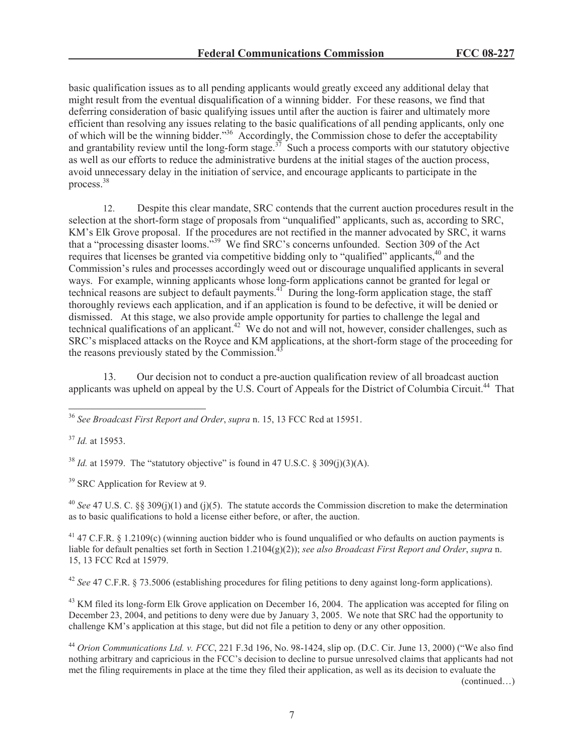basic qualification issues as to all pending applicants would greatly exceed any additional delay that might result from the eventual disqualification of a winning bidder. For these reasons, we find that deferring consideration of basic qualifying issues until after the auction is fairer and ultimately more efficient than resolving any issues relating to the basic qualifications of all pending applicants, only one of which will be the winning bidder."[36] Accordingly, the Commission chose to defer the acceptability and grantability review until the long-form stage.[37] Such a process comports with our statutory objective as well as our efforts to reduce the administrative burdens at the initial stages of the auction process, avoid unnecessary delay in the initiation of service, and encourage applicants to participate in the process.[38]

12. Despite this clear mandate, SRC contends that the current auction procedures result in the selection at the short-form stage of proposals from "unqualified" applicants, such as, according to SRC, KM's Elk Grove proposal. If the procedures are not rectified in the manner advocated by SRC, it warns that a "processing disaster looms."[39] We find SRC's concerns unfounded. Section 309 of the Act requires that licenses be granted via competitive bidding only to "qualified" applicants,[40] and the Commission's rules and processes accordingly weed out or discourage unqualified applicants in several ways. For example, winning applicants whose long-form applications cannot be granted for legal or technical reasons are subject to default payments.[41] During the long-form application stage, the staff thoroughly reviews each application, and if an application is found to be defective, it will be denied or dismissed. At this stage, we also provide ample opportunity for parties to challenge the legal and technical qualifications of an applicant.[42] We do not and will not, however, consider challenges, such as SRC's misplaced attacks on the Royce and KM applications, at the short-form stage of the proceeding for the reasons previously stated by the Commission.[43]

13. Our decision not to conduct a pre-auction qualification review of all broadcast auction applicants was upheld on appeal by the U.S. Court of Appeals for the District of Columbia Circuit.[44] That

---

[36] *See Broadcast First Report and Order*, *supra* n. 15, 13 FCC Rcd at 15951.

[37] *Id.* at 15953.

[38] *Id.* at 15979. The "statutory objective" is found in 47 U.S.C. § 309(j)(3)(A).

[39] SRC Application for Review at 9.

[40] *See* 47 U.S. C. §§ 309(j)(1) and (j)(5). The statute accords the Commission discretion to make the determination as to basic qualifications to hold a license either before, or after, the auction.

[41] 47 C.F.R. § 1.2109(c) (winning auction bidder who is found unqualified or who defaults on auction payments is liable for default penalties set forth in Section 1.2104(g)(2)); *see also Broadcast First Report and Order*, *supra* n. 15, 13 FCC Rcd at 15979.

[42] *See* 47 C.F.R. § 73.5006 (establishing procedures for filing petitions to deny against long-form applications).

[43] KM filed its long-form Elk Grove application on December 16, 2004. The application was accepted for filing on December 23, 2004, and petitions to deny were due by January 3, 2005. We note that SRC had the opportunity to challenge KM's application at this stage, but did not file a petition to deny or any other opposition.

[44] *Orion Communications Ltd. v. FCC*, 221 F.3d 196, No. 98-1424, slip op. (D.C. Cir. June 13, 2000) ("We also find nothing arbitrary and capricious in the FCC's decision to decline to pursue unresolved claims that applicants had not met the filing requirements in place at the time they filed their application, as well as its decision to evaluate the

(continued…)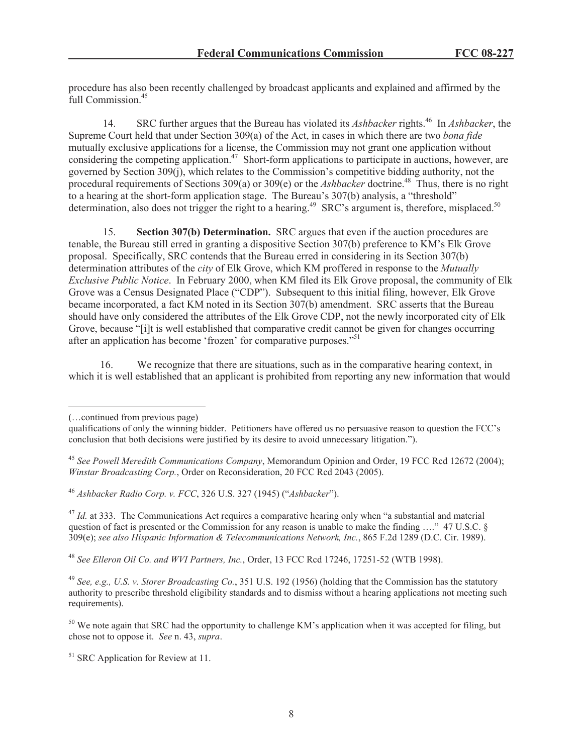procedure has also been recently challenged by broadcast applicants and explained and affirmed by the full Commission.[45]

14. SRC further argues that the Bureau has violated its *Ashbacker* rights.[46] In *Ashbacker*, the Supreme Court held that under Section 309(a) of the Act, in cases in which there are two *bona fide* mutually exclusive applications for a license, the Commission may not grant one application without considering the competing application.[47] Short-form applications to participate in auctions, however, are governed by Section 309(j), which relates to the Commission's competitive bidding authority, not the procedural requirements of Sections 309(a) or 309(e) or the *Ashbacker* doctrine.[48] Thus, there is no right to a hearing at the short-form application stage. The Bureau's 307(b) analysis, a "threshold" determination, also does not trigger the right to a hearing.[49] SRC's argument is, therefore, misplaced.[50]

15. **Section 307(b) Determination.** SRC argues that even if the auction procedures are tenable, the Bureau still erred in granting a dispositive Section 307(b) preference to KM's Elk Grove proposal. Specifically, SRC contends that the Bureau erred in considering in its Section 307(b) determination attributes of the *city* of Elk Grove, which KM proffered in response to the *Mutually Exclusive Public Notice*. In February 2000, when KM filed its Elk Grove proposal, the community of Elk Grove was a Census Designated Place ("CDP"). Subsequent to this initial filing, however, Elk Grove became incorporated, a fact KM noted in its Section 307(b) amendment. SRC asserts that the Bureau should have only considered the attributes of the Elk Grove CDP, not the newly incorporated city of Elk Grove, because "[i]t is well established that comparative credit cannot be given for changes occurring after an application has become 'frozen' for comparative purposes."[51]

16. We recognize that there are situations, such as in the comparative hearing context, in which it is well established that an applicant is prohibited from reporting any new information that would

---

(…continued from previous page)
qualifications of only the winning bidder. Petitioners have offered us no persuasive reason to question the FCC's conclusion that both decisions were justified by its desire to avoid unnecessary litigation.").

[45] *See Powell Meredith Communications Company*, Memorandum Opinion and Order, 19 FCC Rcd 12672 (2004); *Winstar Broadcasting Corp.*, Order on Reconsideration, 20 FCC Rcd 2043 (2005).

[46] *Ashbacker Radio Corp. v. FCC*, 326 U.S. 327 (1945) ("*Ashbacker*").

[47] *Id.* at 333. The Communications Act requires a comparative hearing only when "a substantial and material question of fact is presented or the Commission for any reason is unable to make the finding …." 47 U.S.C. § 309(e); *see also Hispanic Information & Telecommunications Network, Inc.*, 865 F.2d 1289 (D.C. Cir. 1989).

[48] *See Elleron Oil Co. and WVI Partners, Inc.*, Order, 13 FCC Rcd 17246, 17251-52 (WTB 1998).

[49] *See, e.g., U.S. v. Storer Broadcasting Co.*, 351 U.S. 192 (1956) (holding that the Commission has the statutory authority to prescribe threshold eligibility standards and to dismiss without a hearing applications not meeting such requirements).

[50] We note again that SRC had the opportunity to challenge KM's application when it was accepted for filing, but chose not to oppose it. *See* n. 43, *supra*.

[51] SRC Application for Review at 11.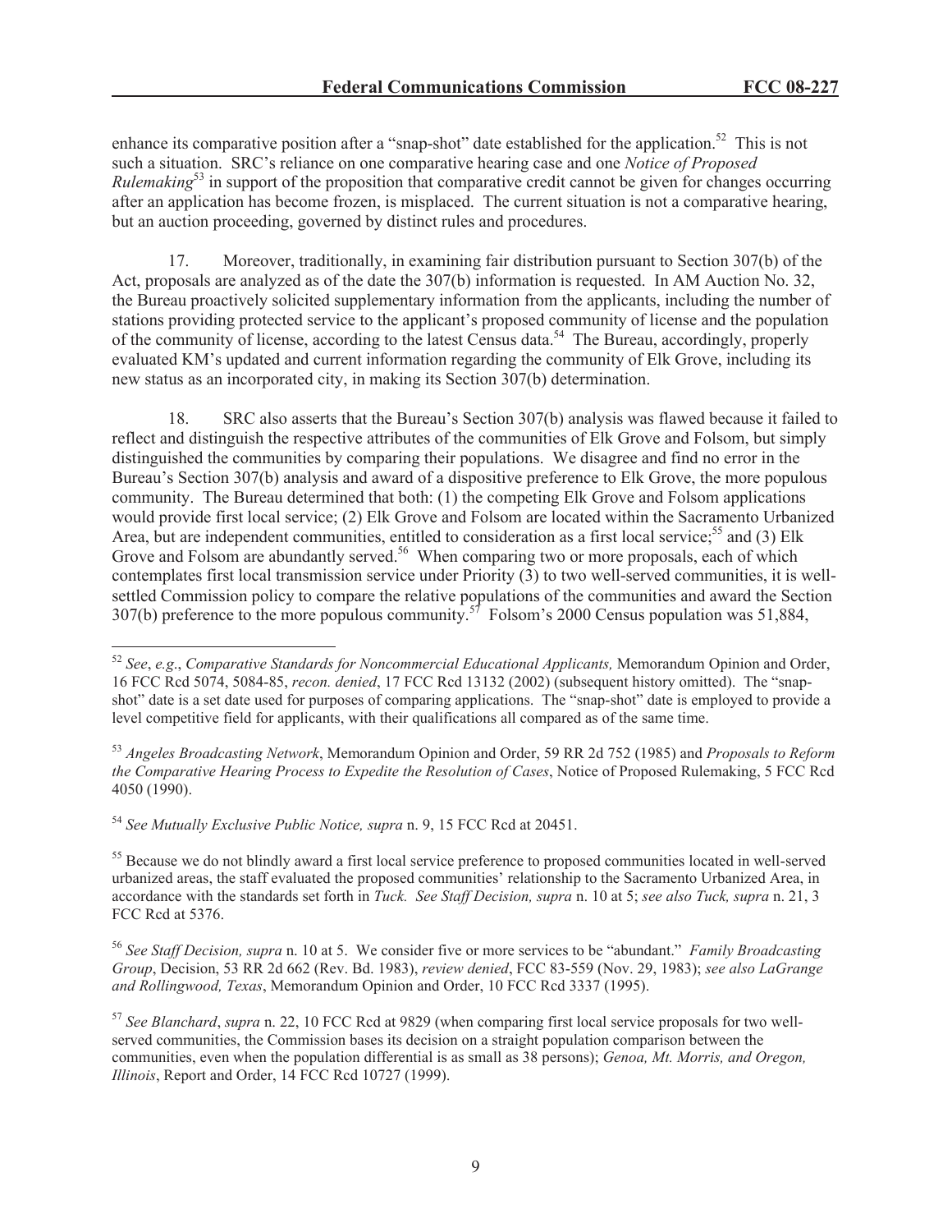enhance its comparative position after a "snap-shot" date established for the application.[52] This is not such a situation. SRC's reliance on one comparative hearing case and one *Notice of Proposed Rulemaking*[53] in support of the proposition that comparative credit cannot be given for changes occurring after an application has become frozen, is misplaced. The current situation is not a comparative hearing, but an auction proceeding, governed by distinct rules and procedures.

17. Moreover, traditionally, in examining fair distribution pursuant to Section 307(b) of the Act, proposals are analyzed as of the date the 307(b) information is requested. In AM Auction No. 32, the Bureau proactively solicited supplementary information from the applicants, including the number of stations providing protected service to the applicant's proposed community of license and the population of the community of license, according to the latest Census data.[54] The Bureau, accordingly, properly evaluated KM's updated and current information regarding the community of Elk Grove, including its new status as an incorporated city, in making its Section 307(b) determination.

18. SRC also asserts that the Bureau's Section 307(b) analysis was flawed because it failed to reflect and distinguish the respective attributes of the communities of Elk Grove and Folsom, but simply distinguished the communities by comparing their populations. We disagree and find no error in the Bureau's Section 307(b) analysis and award of a dispositive preference to Elk Grove, the more populous community. The Bureau determined that both: (1) the competing Elk Grove and Folsom applications would provide first local service; (2) Elk Grove and Folsom are located within the Sacramento Urbanized Area, but are independent communities, entitled to consideration as a first local service;[55] and (3) Elk Grove and Folsom are abundantly served.[56] When comparing two or more proposals, each of which contemplates first local transmission service under Priority (3) to two well-served communities, it is well-settled Commission policy to compare the relative populations of the communities and award the Section 307(b) preference to the more populous community.[57] Folsom's 2000 Census population was 51,884,

---

[52] *See*, *e.g*., *Comparative Standards for Noncommercial Educational Applicants,* Memorandum Opinion and Order, 16 FCC Rcd 5074, 5084-85, *recon. denied*, 17 FCC Rcd 13132 (2002) (subsequent history omitted). The "snap-shot" date is a set date used for purposes of comparing applications. The "snap-shot" date is employed to provide a level competitive field for applicants, with their qualifications all compared as of the same time.

[53] *Angeles Broadcasting Network*, Memorandum Opinion and Order, 59 RR 2d 752 (1985) and *Proposals to Reform the Comparative Hearing Process to Expedite the Resolution of Cases*, Notice of Proposed Rulemaking, 5 FCC Rcd 4050 (1990).

[54] *See Mutually Exclusive Public Notice, supra* n. 9, 15 FCC Rcd at 20451.

[55] Because we do not blindly award a first local service preference to proposed communities located in well-served urbanized areas, the staff evaluated the proposed communities' relationship to the Sacramento Urbanized Area, in accordance with the standards set forth in *Tuck*. *See Staff Decision, supra* n. 10 at 5; *see also Tuck, supra* n. 21, 3 FCC Rcd at 5376.

[56] *See Staff Decision, supra* n. 10 at 5. We consider five or more services to be "abundant." *Family Broadcasting Group*, Decision, 53 RR 2d 662 (Rev. Bd. 1983), *review denied*, FCC 83-559 (Nov. 29, 1983); *see also LaGrange and Rollingwood, Texas*, Memorandum Opinion and Order, 10 FCC Rcd 3337 (1995).

[57] *See Blanchard*, *supra* n. 22, 10 FCC Rcd at 9829 (when comparing first local service proposals for two well-served communities, the Commission bases its decision on a straight population comparison between the communities, even when the population differential is as small as 38 persons); *Genoa, Mt. Morris, and Oregon, Illinois*, Report and Order, 14 FCC Rcd 10727 (1999).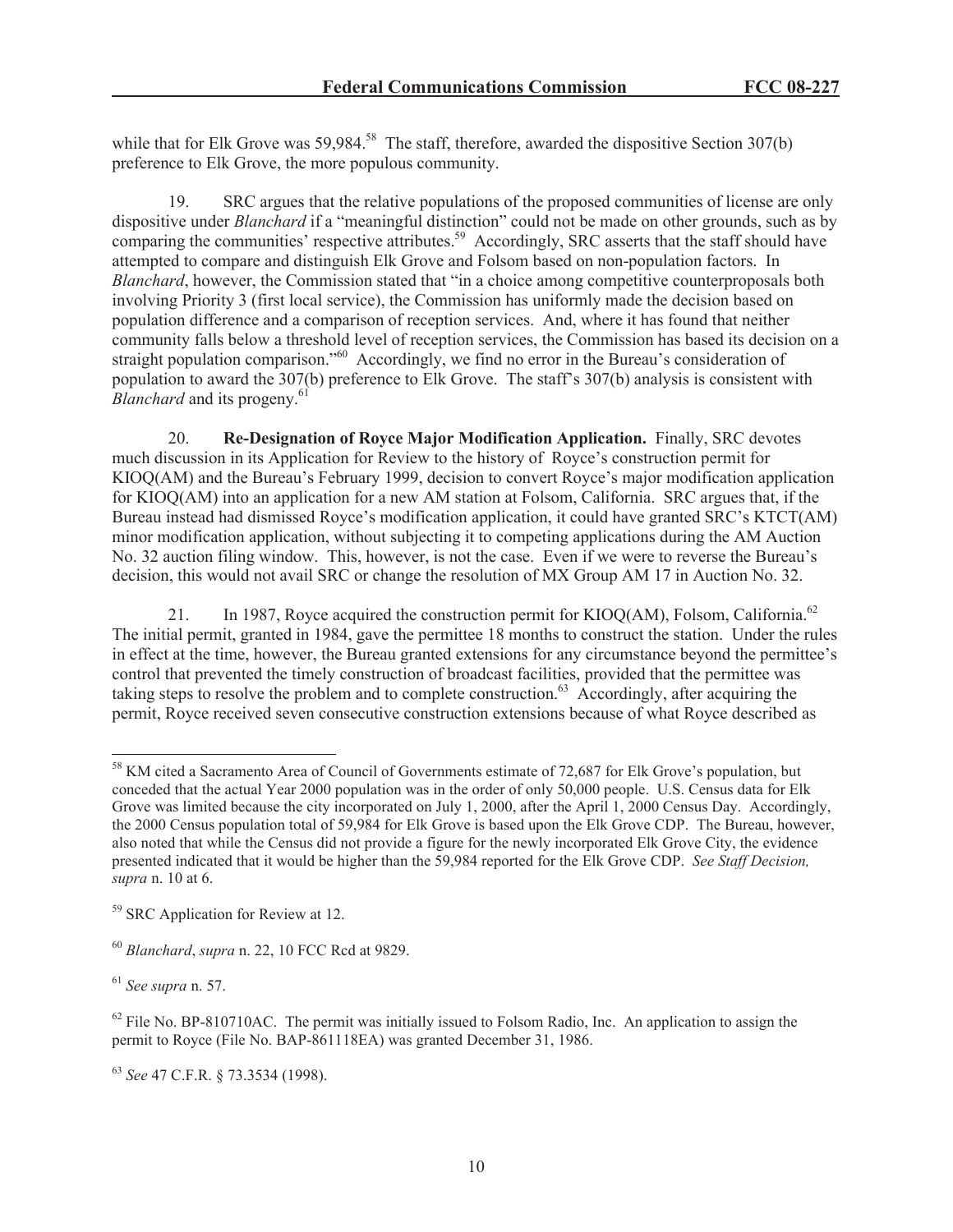while that for Elk Grove was 59,984.[58] The staff, therefore, awarded the dispositive Section 307(b) preference to Elk Grove, the more populous community.

19. SRC argues that the relative populations of the proposed communities of license are only dispositive under *Blanchard* if a "meaningful distinction" could not be made on other grounds, such as by comparing the communities' respective attributes.[59] Accordingly, SRC asserts that the staff should have attempted to compare and distinguish Elk Grove and Folsom based on non-population factors. In *Blanchard*, however, the Commission stated that "in a choice among competitive counterproposals both involving Priority 3 (first local service), the Commission has uniformly made the decision based on population difference and a comparison of reception services. And, where it has found that neither community falls below a threshold level of reception services, the Commission has based its decision on a straight population comparison."[60] Accordingly, we find no error in the Bureau's consideration of population to award the 307(b) preference to Elk Grove. The staff's 307(b) analysis is consistent with *Blanchard* and its progeny.[61]

20. **Re-Designation of Royce Major Modification Application.** Finally, SRC devotes much discussion in its Application for Review to the history of Royce's construction permit for KIOQ(AM) and the Bureau's February 1999, decision to convert Royce's major modification application for KIOQ(AM) into an application for a new AM station at Folsom, California. SRC argues that, if the Bureau instead had dismissed Royce's modification application, it could have granted SRC's KTCT(AM) minor modification filing application, without subjecting it to competing applications during the AM Auction No. 32 auction filing window. This, however, is not the case. Even if we were to reverse the Bureau's decision, this would not avail SRC or change the resolution of MX Group AM 17 in Auction No. 32.

21. In 1987, Royce acquired the construction permit for KIOQ(AM), Folsom, California.[62] The initial permit, granted in 1984, gave the permittee 18 months to construct the station. Under the rules in effect at the time, however, the Bureau granted extensions for any circumstance beyond the permittee's control that prevented the timely construction of broadcast facilities, provided that the permittee was taking steps to resolve the problem and to complete construction.[63] Accordingly, after acquiring the permit, Royce received seven consecutive construction extensions because of what Royce described as

---

[58] KM cited a Sacramento Area of Council of Governments estimate of 72,687 for Elk Grove's population, but conceded that the actual Year 2000 population was in the order of only 50,000 people. U.S. Census data for Elk Grove was limited because the city incorporated on July 1, 2000, after the April 1, 2000 Census Day. Accordingly, the 2000 Census population total of 59,984 for Elk Grove is based upon the Elk Grove CDP. The Bureau, however, also noted that while the Census did not provide a figure for the newly incorporated Elk Grove City, the evidence presented indicated that it would be higher than the 59,984 reported for the Elk Grove CDP. *See Staff Decision, supra* n. 10 at 6.

[59] SRC Application for Review at 12.

[60] *Blanchard*, *supra* n. 22, 10 FCC Rcd at 9829.

[61] *See supra* n. 57.

[62] File No. BP-810710AC. The permit was initially issued to Folsom Radio, Inc. An application to assign the permit to Royce (File No. BAP-861118EA) was granted December 31, 1986.

[63] *See* 47 C.F.R. § 73.3534 (1998).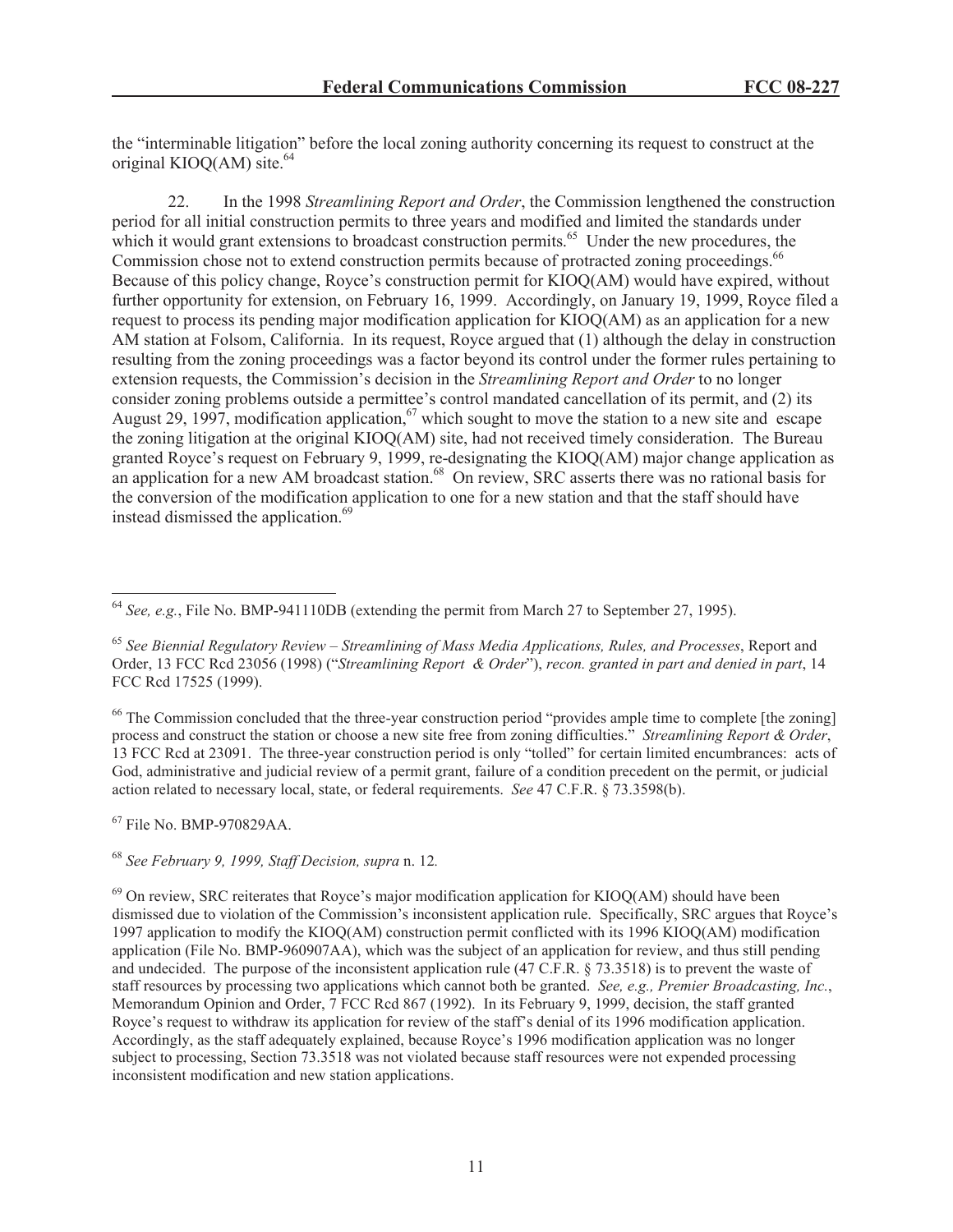the "interminable litigation" before the local zoning authority concerning its request to construct at the original KIOQ(AM) site.[64]

22. In the 1998 *Streamlining Report and Order*, the Commission lengthened the construction period for all initial construction permits to three years and modified and limited the standards under which it would grant extensions to broadcast construction permits.[65] Under the new procedures, the Commission chose not to extend construction permits because of protracted zoning proceedings.[66] Because of this policy change, Royce's construction permit for KIOQ(AM) would have expired, without further opportunity for extension, on February 16, 1999. Accordingly, on January 19, 1999, Royce filed a request to process its pending major modification application for KIOQ(AM) as an application for a new AM station at Folsom, California. In its request, Royce argued that (1) although the delay in construction resulting from the zoning proceedings was a factor beyond its control under the former rules pertaining to extension requests, the Commission's decision in the *Streamlining Report and Order* to no longer consider zoning problems outside a permittee's control mandated cancellation of its permit, and (2) its August 29, 1997, modification application,[67] which sought to move the station to a new site and escape the zoning litigation at the original KIOQ(AM) site, had not received timely consideration. The Bureau granted Royce's request on February 9, 1999, re-designating the KIOQ(AM) major change application as an application for a new AM broadcast station.[68] On review, SRC asserts there was no rational basis for the conversion of the modification application to one for a new station and that the staff should have instead dismissed the application.[69]

---

[64] *See, e.g.*, File No. BMP-941110DB (extending the permit from March 27 to September 27, 1995).

[65] *See Biennial Regulatory Review – Streamlining of Mass Media Applications, Rules, and Processes*, Report and Order, 13 FCC Rcd 23056 (1998) ("*Streamlining Report & Order*"), *recon. granted in part and denied in part*, 14 FCC Rcd 17525 (1999).

[66] The Commission concluded that the three-year construction period "provides ample time to complete [the zoning] process and construct the station or choose a new site free from zoning difficulties." *Streamlining Report & Order*, 13 FCC Rcd at 23091. The three-year construction period is only "tolled" for certain limited encumbrances: acts of God, administrative and judicial review of a permit grant, failure of a condition precedent on the permit, or judicial action related to necessary local, state, or federal requirements. *See* 47 C.F.R. § 73.3598(b).

[67] File No. BMP-970829AA.

[68] *See February 9, 1999, Staff Decision, supra* n. 12*.*

[69] On review, SRC reiterates that Royce's major modification application for KIOQ(AM) should have been dismissed due to violation of the Commission's inconsistent application rule. Specifically, SRC argues that Royce's 1997 application to modify the KIOQ(AM) construction permit conflicted with its 1996 KIOQ(AM) modification application (File No. BMP-960907AA), which was the subject of an application for review, and thus still pending and undecided. The purpose of the inconsistent application rule (47 C.F.R. § 73.3518) is to prevent the waste of staff resources by processing two applications which cannot both be granted. *See, e.g., Premier Broadcasting, Inc.*, Memorandum Opinion and Order, 7 FCC Rcd 867 (1992). In its February 9, 1999, decision, the staff granted Royce's request to withdraw its application for review of the staff's denial of its 1996 modification application. Accordingly, as the staff adequately explained, because Royce's 1996 modification application was no longer subject to processing, Section 73.3518 was not violated because staff resources were not expended processing inconsistent modification and new station applications.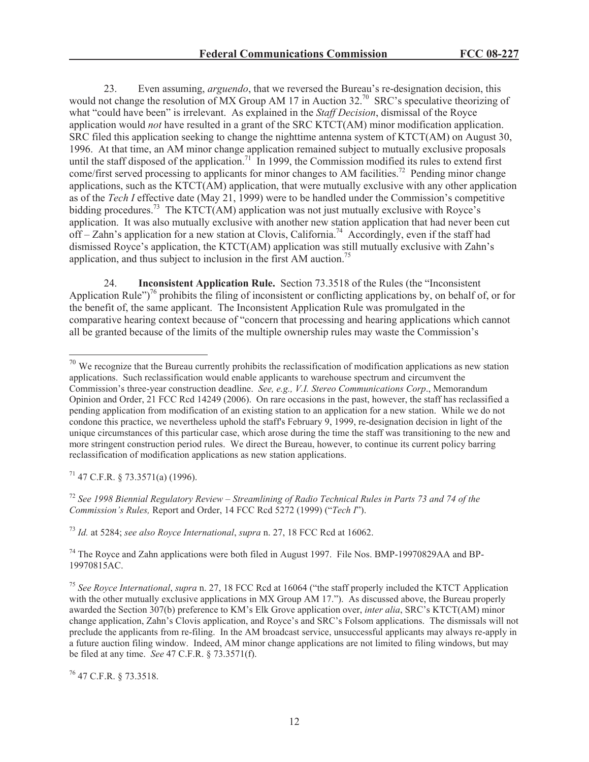23. Even assuming, *arguendo*, that we reversed the Bureau's re-designation decision, this would not change the resolution of MX Group AM 17 in Auction 32.[70] SRC's speculative theorizing of what "could have been" is irrelevant. As explained in the *Staff Decision*, dismissal of the Royce application would *not* have resulted in a grant of the SRC KTCT(AM) minor modification application. SRC filed this application seeking to change the nighttime antenna system of KTCT(AM) on August 30, 1996. At that time, an AM minor change application remained subject to mutually exclusive proposals until the staff disposed of the application.[71] In 1999, the Commission modified its rules to extend first come/first served processing to applicants for minor changes to AM facilities.[72] Pending minor change applications, such as the KTCT(AM) application, that were mutually exclusive with any other application as of the *Tech I* effective date (May 21, 1999) were to be handled under the Commission's competitive bidding procedures.[73] The KTCT(AM) application was not just mutually exclusive with Royce's application. It was also mutually exclusive with another new station application that had never been cut off – Zahn's application for a new station at Clovis, California.[74] Accordingly, even if the staff had dismissed Royce's application, the KTCT(AM) application was still mutually exclusive with Zahn's application, and thus subject to inclusion in the first AM auction.[75]

24. **Inconsistent Application Rule.** Section 73.3518 of the Rules (the "Inconsistent Application Rule")[76] prohibits the filing of inconsistent or conflicting applications by, on behalf of, or for the benefit of, the same applicant. The Inconsistent Application Rule was promulgated in the comparative hearing context because of "concern that processing and hearing applications which cannot all be granted because of the limits of the multiple ownership rules may waste the Commission's

---

[70] We recognize that the Bureau currently prohibits the reclassification of modification applications as new station applications. Such reclassification would enable applicants to warehouse spectrum and circumvent the Commission's three-year construction deadline. *See, e.g., V.I. Stereo Communications Corp*., Memorandum Opinion and Order, 21 FCC Rcd 14249 (2006). On rare occasions in the past, however, the staff has reclassified a pending application from modification of an existing station to an application for a new station. While we do not condone this practice, we nevertheless uphold the staff's February 9, 1999, re-designation decision in light of the unique circumstances of this particular case, which arose during the time the staff was transitioning to the new and more stringent construction period rules. We direct the Bureau, however, to continue its current policy barring reclassification of modification applications as new station applications.

[71] 47 C.F.R. § 73.3571(a) (1996).

[72] *See 1998 Biennial Regulatory Review – Streamlining of Radio Technical Rules in Parts 73 and 74 of the Commission's Rules,* Report and Order, 14 FCC Rcd 5272 (1999) ("*Tech I*").

[73] *Id.* at 5284; *see also Royce International*, *supra* n. 27, 18 FCC Rcd at 16062.

[74] The Royce and Zahn applications were both filed in August 1997. File Nos. BMP-19970829AA and BP-19970815AC.

[75] *See Royce International*, *supra* n. 27, 18 FCC Rcd at 16064 ("the staff properly included the KTCT Application with the other mutually exclusive applications in MX Group AM 17."). As discussed above, the Bureau properly awarded the Section 307(b) preference to KM's Elk Grove application over, *inter alia*, SRC's KTCT(AM) minor change application, Zahn's Clovis application, and Royce's and SRC's Folsom applications. The dismissals will not preclude the applicants from re-filing. In the AM broadcast service, unsuccessful applicants may always re-apply in a future auction filing window. Indeed, AM minor change applications are not limited to filing windows, but may be filed at any time. *See* 47 C.F.R. § 73.3571(f).

[76] 47 C.F.R. § 73.3518.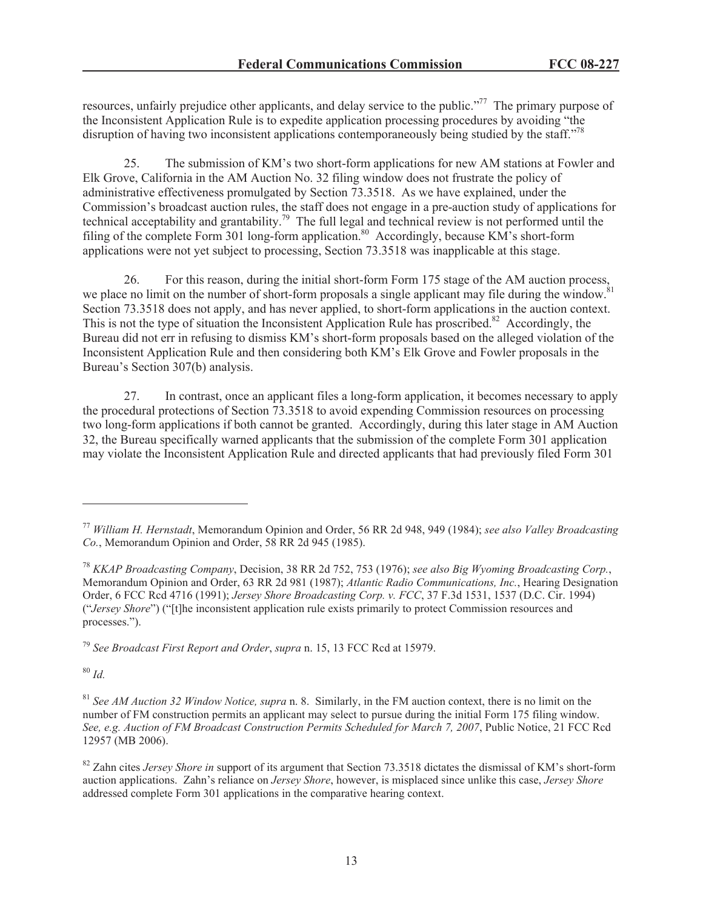resources, unfairly prejudice other applicants, and delay service to the public."[77] The primary purpose of the Inconsistent Application Rule is to expedite application processing procedures by avoiding "the disruption of having two inconsistent applications contemporaneously being studied by the staff."[78]

25. The submission of KM's two short-form applications for new AM stations at Fowler and Elk Grove, California in the AM Auction No. 32 filing window does not frustrate the policy of administrative effectiveness promulgated by Section 73.3518. As we have explained, under the Commission's broadcast auction rules, the staff does not engage in a pre-auction study of applications for technical acceptability and grantability.[79] The full legal and technical review is not performed until the filing of the complete Form 301 long-form application.[80] Accordingly, because KM's short-form applications were not yet subject to processing, Section 73.3518 was inapplicable at this stage.

26. For this reason, during the initial short-form Form 175 stage of the AM auction process, we place no limit on the number of short-form proposals a single applicant may file during the window.[81] Section 73.3518 does not apply, and has never applied, to short-form applications in the auction context. This is not the type of situation the Inconsistent Application Rule has proscribed.[82] Accordingly, the Bureau did not err in refusing to dismiss KM's short-form proposals based on the alleged violation of the Inconsistent Application Rule and then considering both KM's Elk Grove and Fowler proposals in the Bureau's Section 307(b) analysis.

27. In contrast, once an applicant files a long-form application, it becomes necessary to apply the procedural protections of Section 73.3518 to avoid expending Commission resources on processing two long-form applications if both cannot be granted. Accordingly, during this later stage in AM Auction 32, the Bureau specifically warned applicants that the submission of the complete Form 301 application may violate the Inconsistent Application Rule and directed applicants that had previously filed Form 301

---

[77] *William H. Hernstadt*, Memorandum Opinion and Order, 56 RR 2d 948, 949 (1984); *see also Valley Broadcasting Co.*, Memorandum Opinion and Order, 58 RR 2d 945 (1985).

[78] *KKAP Broadcasting Company*, Decision, 38 RR 2d 752, 753 (1976); *see also Big Wyoming Broadcasting Corp.*, Memorandum Opinion and Order, 63 RR 2d 981 (1987); *Atlantic Radio Communications, Inc.*, Hearing Designation Order, 6 FCC Rcd 4716 (1991); *Jersey Shore Broadcasting Corp. v. FCC*, 37 F.3d 1531, 1537 (D.C. Cir. 1994) ("*Jersey Shore*") ("[t]he inconsistent application rule exists primarily to protect Commission resources and processes.").

[79] *See Broadcast First Report and Order*, *supra* n. 15, 13 FCC Rcd at 15979.

[80] *Id.*

[81] *See AM Auction 32 Window Notice, supra* n. 8. Similarly, in the FM auction context, there is no limit on the number of FM construction permits an applicant may select to pursue during the initial Form 175 filing window. *See, e.g. Auction of FM Broadcast Construction Permits Scheduled for March 7, 2007*, Public Notice, 21 FCC Rcd 12957 (MB 2006).

[82] Zahn cites *Jersey Shore in* support of its argument that Section 73.3518 dictates the dismissal of KM's short-form auction applications. Zahn's reliance on *Jersey Shore*, however, is misplaced since unlike this case, *Jersey Shore* addressed complete Form 301 applications in the comparative hearing context.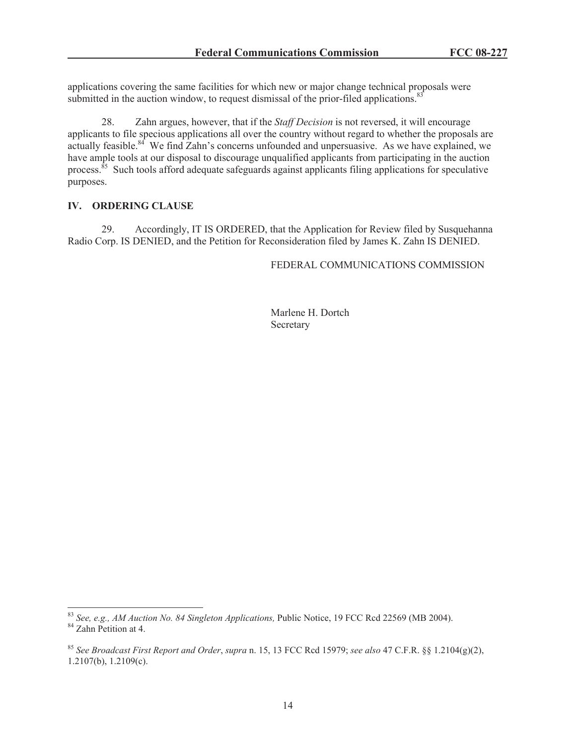applications covering the same facilities for which new or major change technical proposals were submitted in the auction window, to request dismissal of the prior-filed applications.[83]

28. Zahn argues, however, that if the *Staff Decision* is not reversed, it will encourage applicants to file specious applications all over the country without regard to whether the proposals are actually feasible.[84] We find Zahn's concerns unfounded and unpersuasive. As we have explained, we have ample tools at our disposal to discourage unqualified applicants from participating in the auction process.[85] Such tools afford adequate safeguards against applicants filing applications for speculative purposes.

## IV. ORDERING CLAUSE

29. Accordingly, IT IS ORDERED, that the Application for Review filed by Susquehanna Radio Corp. IS DENIED, and the Petition for Reconsideration filed by James K. Zahn IS DENIED.

FEDERAL COMMUNICATIONS COMMISSION

Marlene H. Dortch
Secretary

---

[83] *See, e.g., AM Auction No. 84 Singleton Applications,* Public Notice, 19 FCC Rcd 22569 (MB 2004).

[84] Zahn Petition at 4.

[85] *See Broadcast First Report and Order*, *supra* n. 15, 13 FCC Rcd 15979; *see also* 47 C.F.R. §§ 1.2104(g)(2), 1.2107(b), 1.2109(c).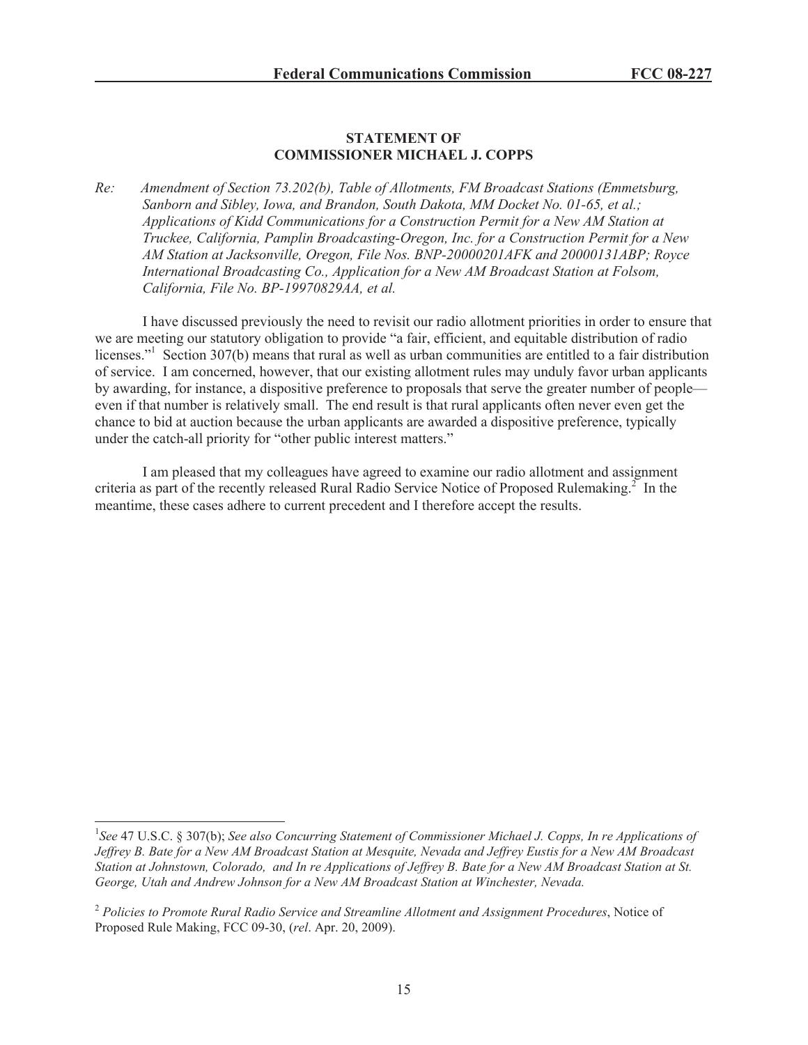**STATEMENT OF**
**COMMISSIONER MICHAEL J. COPPS**

*Re: Amendment of Section 73.202(b), Table of Allotments, FM Broadcast Stations (Emmetsburg, Sanborn and Sibley, Iowa, and Brandon, South Dakota, MM Docket No. 01-65, et al.; Applications of Kidd Communications for a Construction Permit for a New AM Station at Truckee, California, Pamplin Broadcasting-Oregon, Inc. for a Construction Permit for a New AM Station at Jacksonville, Oregon, File Nos. BNP-20000201AFK and 20000131ABP; Royce International Broadcasting Co., Application for a New AM Broadcast Station at Folsom, California, File No. BP-19970829AA, et al.*

I have discussed previously the need to revisit our radio allotment priorities in order to ensure that we are meeting our statutory obligation to provide "a fair, efficient, and equitable distribution of radio licenses."[1] Section 307(b) means that rural as well as urban communities are entitled to a fair distribution of service. I am concerned, however, that our existing allotment rules may unduly favor urban applicants by awarding, for instance, a dispositive preference to proposals that serve the greater number of people—even if that number is relatively small. The end result is that rural applicants often never even get the chance to bid at auction because the urban applicants are awarded a dispositive preference, typically under the catch-all priority for "other public interest matters."

I am pleased that my colleagues have agreed to examine our radio allotment and assignment criteria as part of the recently released Rural Radio Service Notice of Proposed Rulemaking.[2] In the meantime, these cases adhere to current precedent and I therefore accept the results.

---

[1] *See* 47 U.S.C. § 307(b); *See also Concurring Statement of Commissioner Michael J. Copps, In re Applications of Jeffrey B. Bate for a New AM Broadcast Station at Mesquite, Nevada and Jeffrey Eustis for a New AM Broadcast Station at Johnstown, Colorado, and In re Applications of Jeffrey B. Bate for a New AM Broadcast Station at St. George, Utah and Andrew Johnson for a New AM Broadcast Station at Winchester, Nevada.*

[2] *Policies to Promote Rural Radio Service and Streamline Allotment and Assignment Procedures*, Notice of Proposed Rule Making, FCC 09-30, (*rel*. Apr. 20, 2009).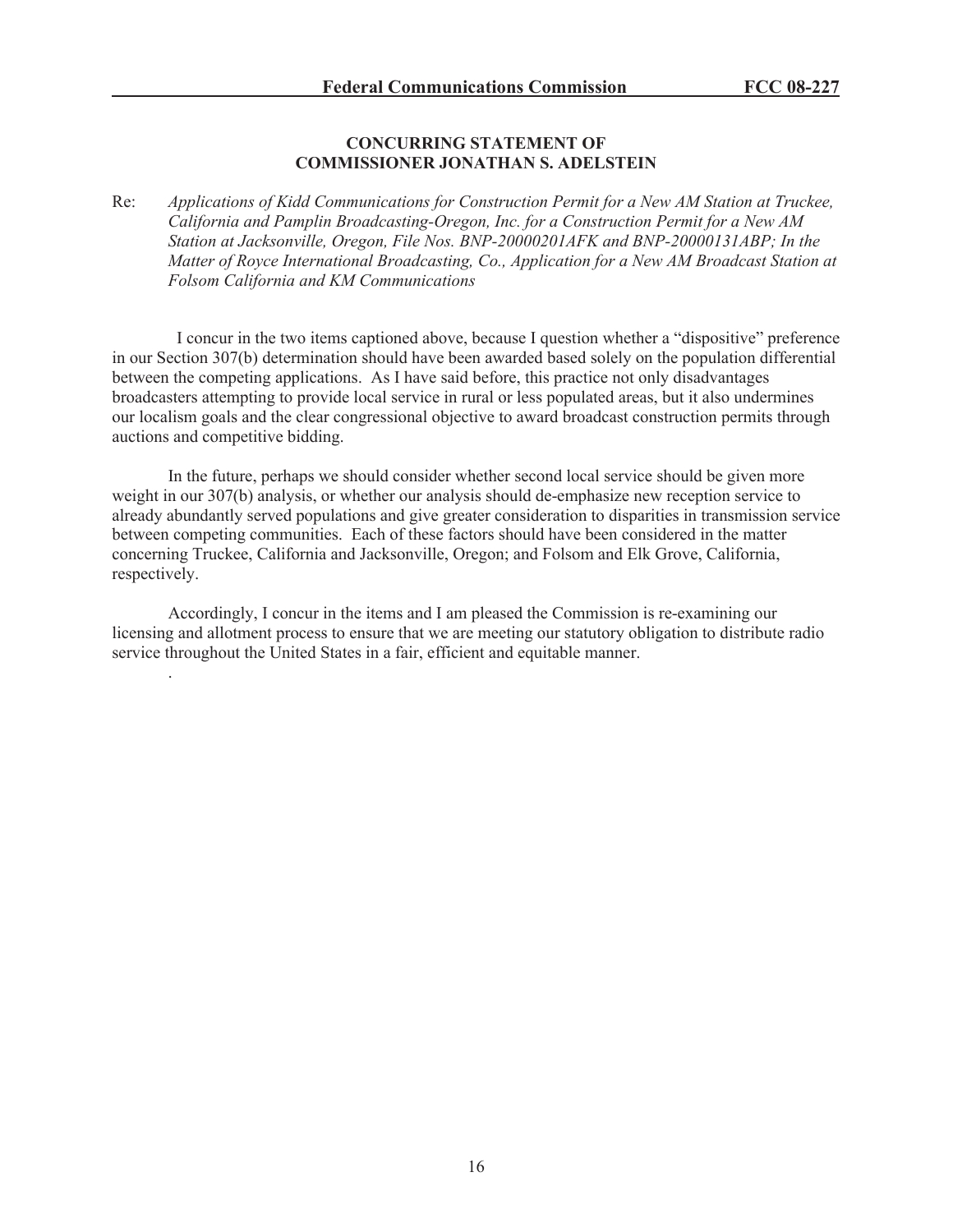**CONCURRING STATEMENT OF**
**COMMISSIONER JONATHAN S. ADELSTEIN**

Re: *Applications of Kidd Communications for Construction Permit for a New AM Station at Truckee, California and Pamplin Broadcasting-Oregon, Inc. for a Construction Permit for a New AM Station at Jacksonville, Oregon, File Nos. BNP-20000201AFK and BNP-20000131ABP; In the Matter of Royce International Broadcasting, Co., Application for a New AM Broadcast Station at Folsom California and KM Communications*

I concur in the two items captioned above, because I question whether a "dispositive" preference in our Section 307(b) determination should have been awarded based solely on the population differential between the competing applications. As I have said before, this practice not only disadvantages broadcasters attempting to provide local service in rural or less populated areas, but it also undermines our localism goals and the clear congressional objective to award broadcast construction permits through auctions and competitive bidding.

In the future, perhaps we should consider whether second local service should be given more weight in our 307(b) analysis, or whether our analysis should de-emphasize new reception service to already abundantly served populations and give greater consideration to disparities in transmission service between competing communities. Each of these factors should have been considered in the matter concerning Truckee, California and Jacksonville, Oregon; and Folsom and Elk Grove, California, respectively.

Accordingly, I concur in the items and I am pleased the Commission is re-examining our licensing and allotment process to ensure that we are meeting our statutory obligation to distribute radio service throughout the United States in a fair, efficient and equitable manner.